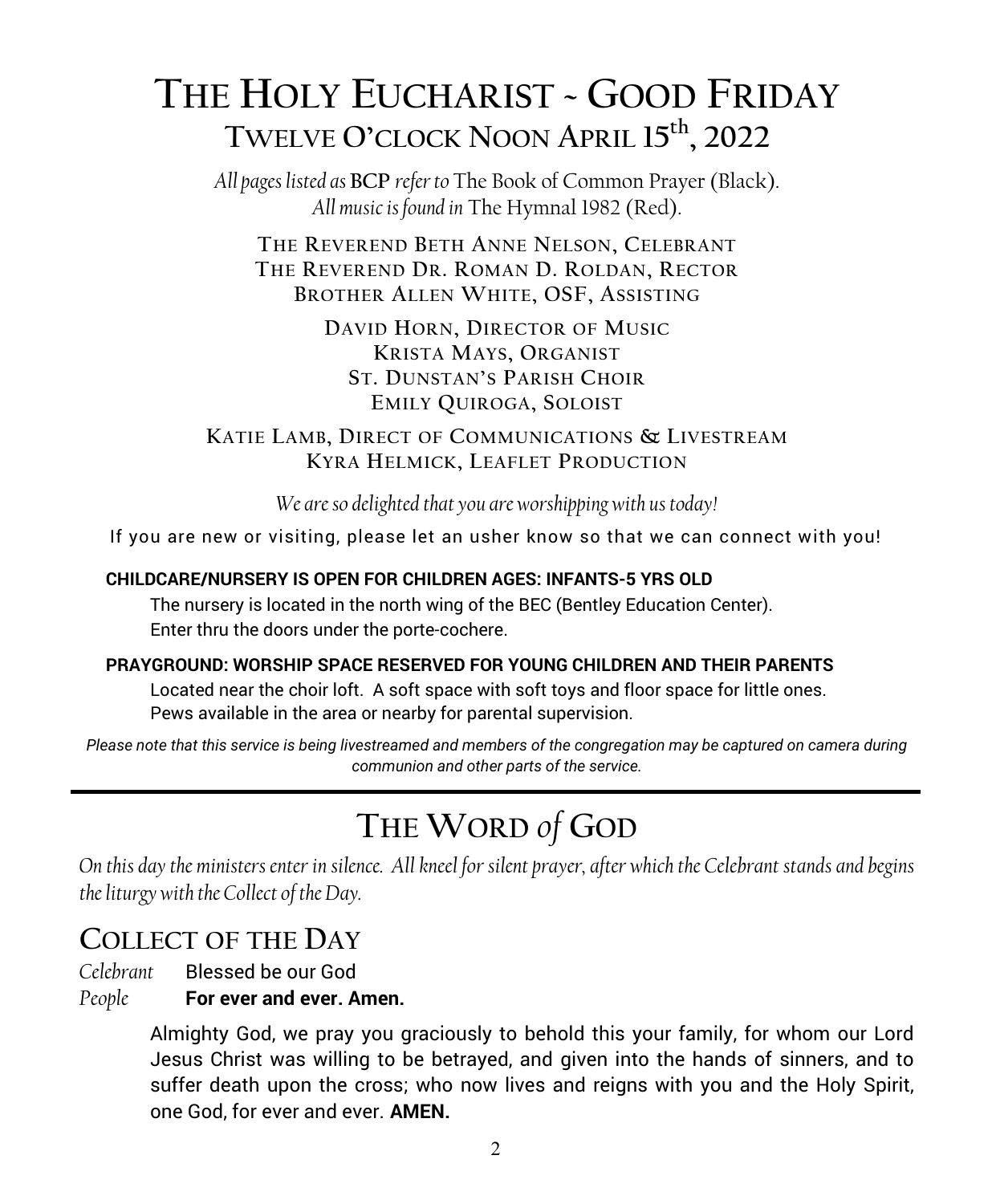# The Holy Eucharist ~ Good Friday

## Twelve O'clock Noon April 15th, 2022

*All pages listed as* **BCP** *refer to* The Book of Common Prayer (Black).
*All music is found in* The Hymnal 1982 (Red).

The Reverend Beth Anne Nelson, Celebrant
The Reverend Dr. Roman D. Roldan, Rector
Brother Allen White, OSF, Assisting

David Horn, Director of Music
Krista Mays, Organist
St. Dunstan's Parish Choir
Emily Quiroga, Soloist

Katie Lamb, Direct of Communications & Livestream
Kyra Helmick, Leaflet Production

*We are so delighted that you are worshipping with us today!*

If you are new or visiting, please let an usher know so that we can connect with you!

**CHILDCARE/NURSERY IS OPEN FOR CHILDREN AGES: INFANTS-5 YRS OLD**

The nursery is located in the north wing of the BEC (Bentley Education Center).
Enter thru the doors under the porte-cochere.

**PRAYGROUND: WORSHIP SPACE RESERVED FOR YOUNG CHILDREN AND THEIR PARENTS**

Located near the choir loft. A soft space with soft toys and floor space for little ones.
Pews available in the area or nearby for parental supervision.

*Please note that this service is being livestreamed and members of the congregation may be captured on camera during communion and other parts of the service.*

---

# The Word *of* God

*On this day the ministers enter in silence. All kneel for silent prayer, after which the Celebrant stands and begins the liturgy with the Collect of the Day.*

## Collect of the Day

*Celebrant* Blessed be our God
*People* **For ever and ever. Amen.**

Almighty God, we pray you graciously to behold this your family, for whom our Lord Jesus Christ was willing to be betrayed, and given into the hands of sinners, and to suffer death upon the cross; who now lives and reigns with you and the Holy Spirit, one God, for ever and ever. **AMEN.**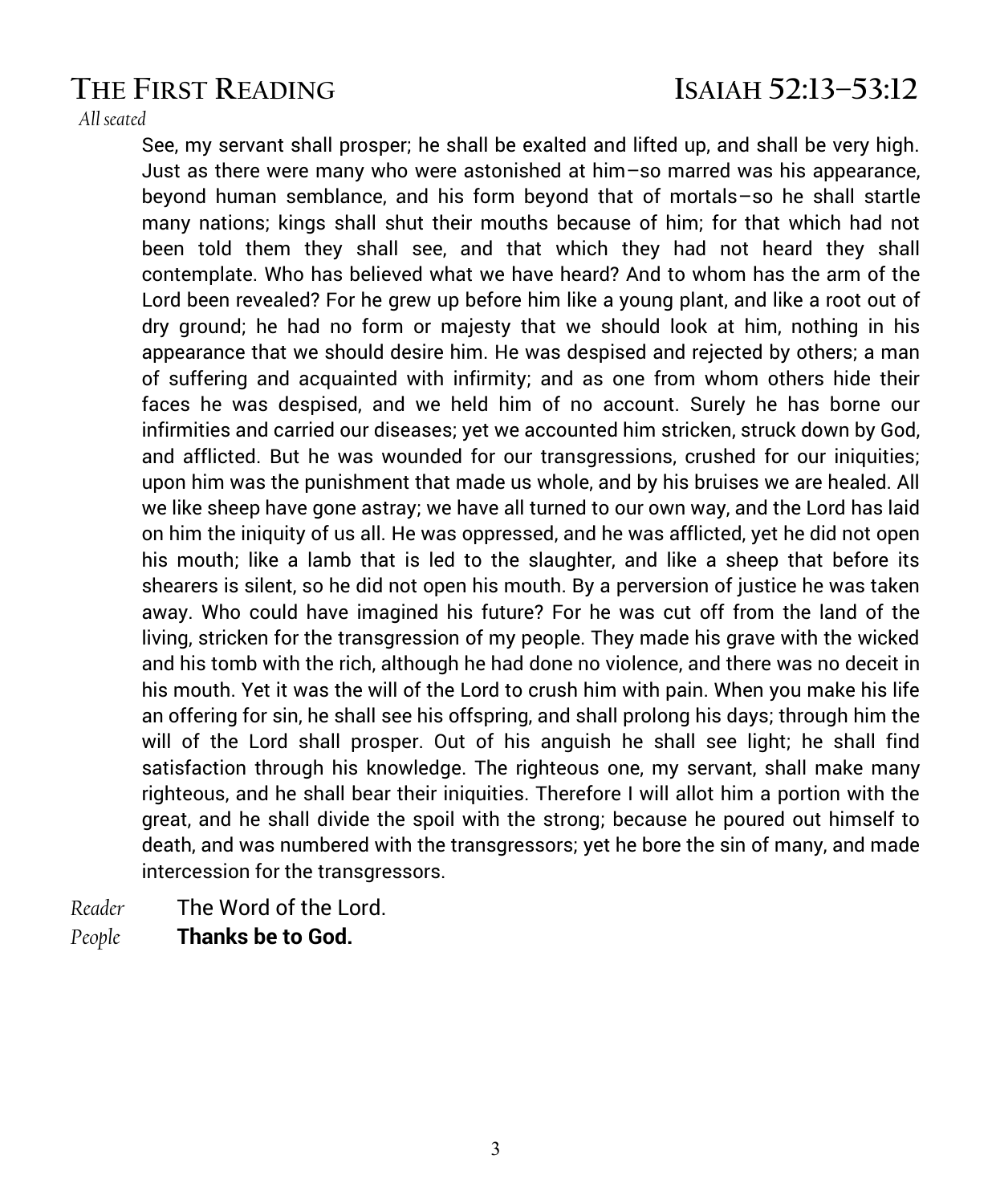## THE FIRST READING ISAIAH 52:13–53:12

*All seated*

See, my servant shall prosper; he shall be exalted and lifted up, and shall be very high. Just as there were many who were astonished at him–so marred was his appearance, beyond human semblance, and his form beyond that of mortals–so he shall startle many nations; kings shall shut their mouths because of him; for that which had not been told them they shall see, and that which they had not heard they shall contemplate. Who has believed what we have heard? And to whom has the arm of the Lord been revealed? For he grew up before him like a young plant, and like a root out of dry ground; he had no form or majesty that we should look at him, nothing in his appearance that we should desire him. He was despised and rejected by others; a man of suffering and acquainted with infirmity; and as one from whom others hide their faces he was despised, and we held him of no account. Surely he has borne our infirmities and carried our diseases; yet we accounted him stricken, struck down by God, and afflicted. But he was wounded for our transgressions, crushed for our iniquities; upon him was the punishment that made us whole, and by his bruises we are healed. All we like sheep have gone astray; we have all turned to our own way, and the Lord has laid on him the iniquity of us all. He was oppressed, and he was afflicted, yet he did not open his mouth; like a lamb that is led to the slaughter, and like a sheep that before its shearers is silent, so he did not open his mouth. By a perversion of justice he was taken away. Who could have imagined his future? For he was cut off from the land of the living, stricken for the transgression of my people. They made his grave with the wicked and his tomb with the rich, although he had done no violence, and there was no deceit in his mouth. Yet it was the will of the Lord to crush him with pain. When you make his life an offering for sin, he shall see his offspring, and shall prolong his days; through him the will of the Lord shall prosper. Out of his anguish he shall see light; he shall find satisfaction through his knowledge. The righteous one, my servant, shall make many righteous, and he shall bear their iniquities. Therefore I will allot him a portion with the great, and he shall divide the spoil with the strong; because he poured out himself to death, and was numbered with the transgressors; yet he bore the sin of many, and made intercession for the transgressors.

*Reader* The Word of the Lord.
*People* **Thanks be to God.**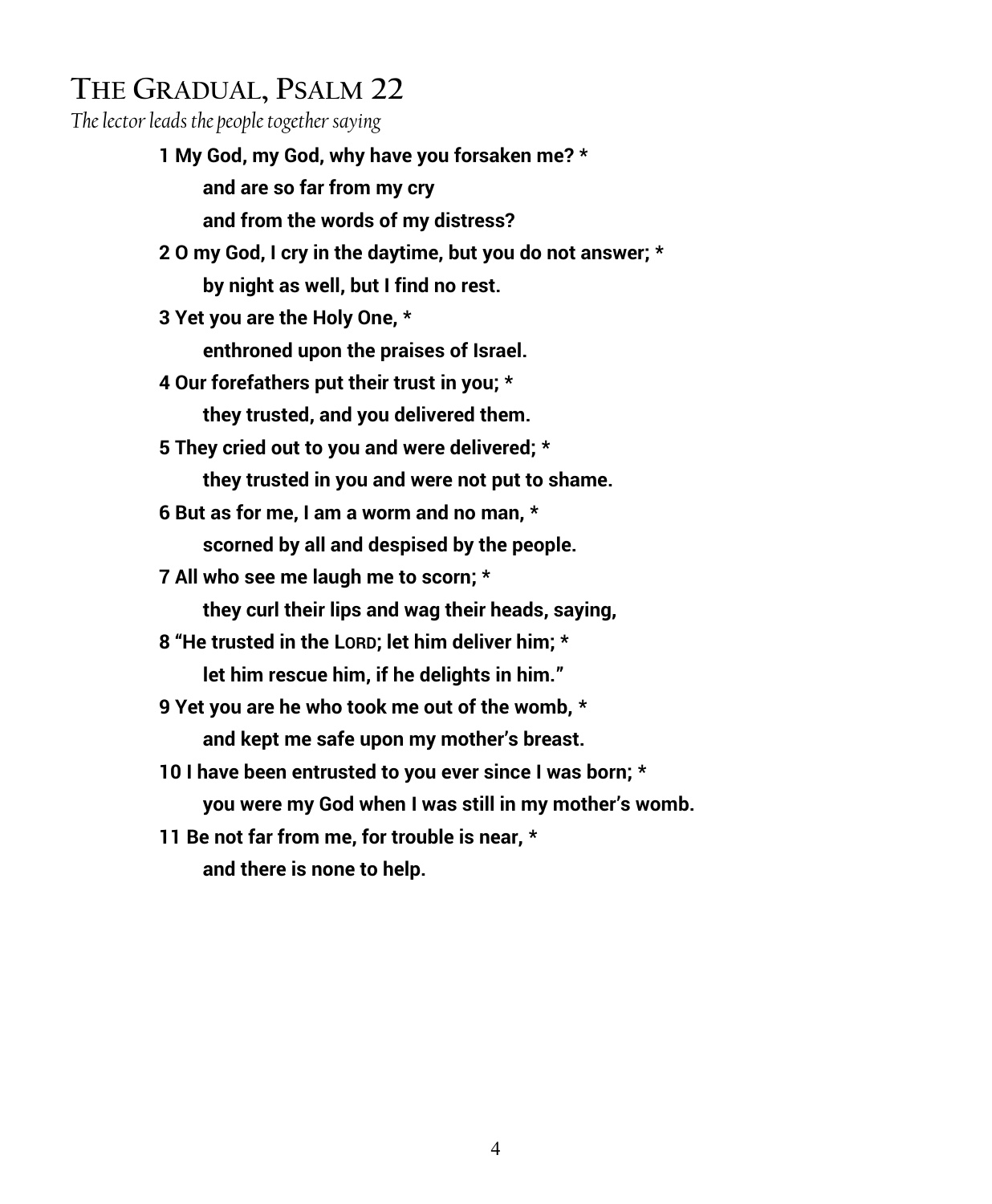# The Gradual, Psalm 22

*The lector leads the people together saying*

**1 My God, my God, why have you forsaken me? \***
**and are so far from my cry**
**and from the words of my distress?**

**2 O my God, I cry in the daytime, but you do not answer; \***
**by night as well, but I find no rest.**

**3 Yet you are the Holy One, \***
**enthroned upon the praises of Israel.**

**4 Our forefathers put their trust in you; \***
**they trusted, and you delivered them.**

**5 They cried out to you and were delivered; \***
**they trusted in you and were not put to shame.**

**6 But as for me, I am a worm and no man, \***
**scorned by all and despised by the people.**

**7 All who see me laugh me to scorn; \***
**they curl their lips and wag their heads, saying,**

**8 "He trusted in the LORD; let him deliver him; \***
**let him rescue him, if he delights in him."**

**9 Yet you are he who took me out of the womb, \***
**and kept me safe upon my mother's breast.**

**10 I have been entrusted to you ever since I was born; \***
**you were my God when I was still in my mother's womb.**

**11 Be not far from me, for trouble is near, \***
**and there is none to help.**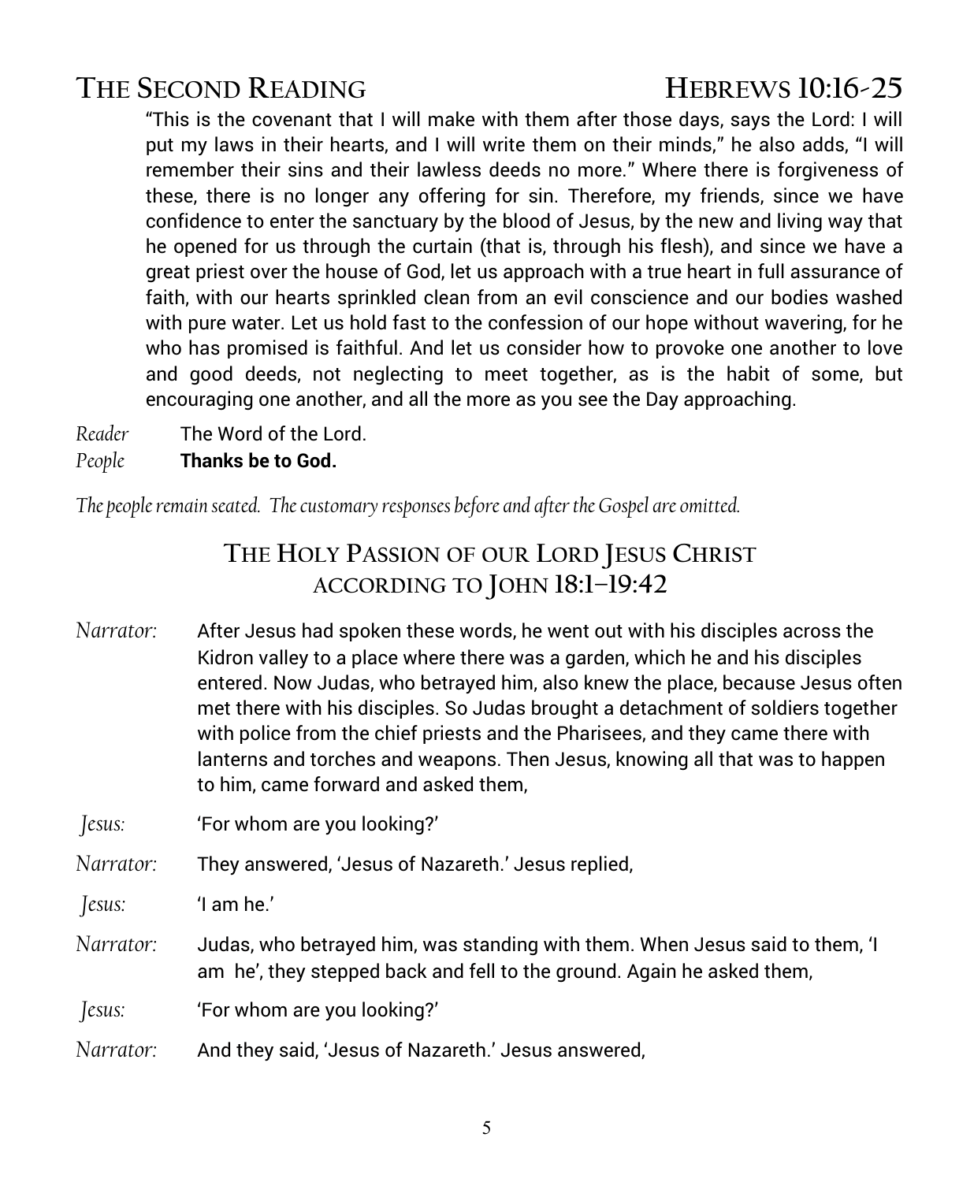## The Second Reading Hebrews 10:16-25

"This is the covenant that I will make with them after those days, says the Lord: I will put my laws in their hearts, and I will write them on their minds," he also adds, "I will remember their sins and their lawless deeds no more." Where there is forgiveness of these, there is no longer any offering for sin. Therefore, my friends, since we have confidence to enter the sanctuary by the blood of Jesus, by the new and living way that he opened for us through the curtain (that is, through his flesh), and since we have a great priest over the house of God, let us approach with a true heart in full assurance of faith, with our hearts sprinkled clean from an evil conscience and our bodies washed with pure water. Let us hold fast to the confession of our hope without wavering, for he who has promised is faithful. And let us consider how to provoke one another to love and good deeds, not neglecting to meet together, as is the habit of some, but encouraging one another, and all the more as you see the Day approaching.

*Reader* The Word of the Lord.
*People* **Thanks be to God.**

*The people remain seated. The customary responses before and after the Gospel are omitted.*

## The Holy Passion of our Lord Jesus Christ according to John 18:1–19:42

*Narrator:* After Jesus had spoken these words, he went out with his disciples across the Kidron valley to a place where there was a garden, which he and his disciples entered. Now Judas, who betrayed him, also knew the place, because Jesus often met there with his disciples. So Judas brought a detachment of soldiers together with police from the chief priests and the Pharisees, and they came there with lanterns and torches and weapons. Then Jesus, knowing all that was to happen to him, came forward and asked them,

*Jesus:* 'For whom are you looking?'

*Narrator:* They answered, 'Jesus of Nazareth.' Jesus replied,

*Jesus:* 'I am he.'

*Narrator:* Judas, who betrayed him, was standing with them. When Jesus said to them, 'I am he', they stepped back and fell to the ground. Again he asked them,

*Jesus:* 'For whom are you looking?'

*Narrator:* And they said, 'Jesus of Nazareth.' Jesus answered,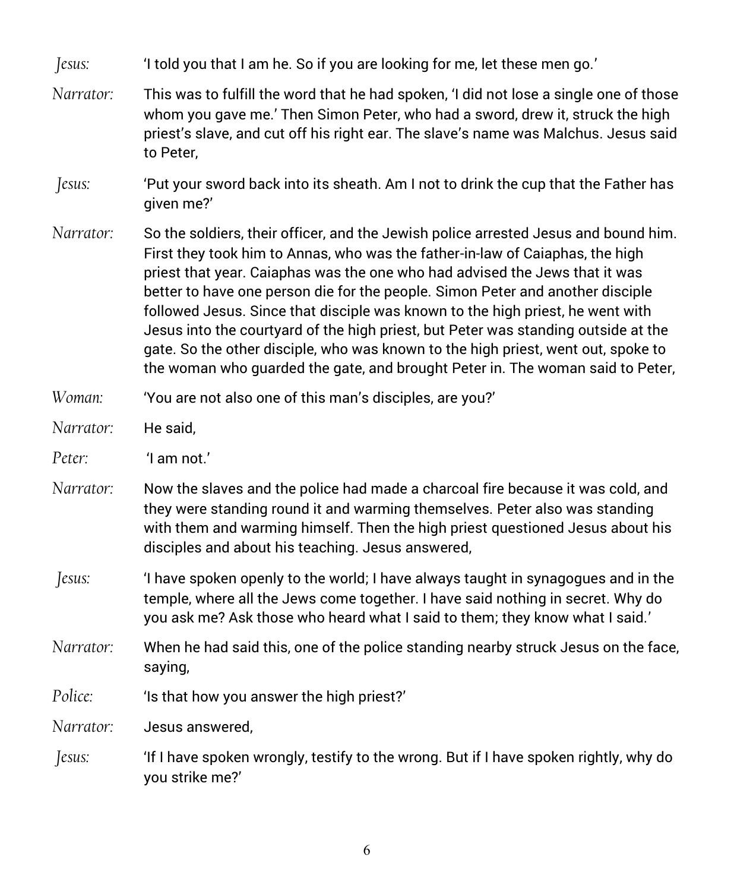*Jesus:* 'I told you that I am he. So if you are looking for me, let these men go.'

*Narrator:* This was to fulfill the word that he had spoken, 'I did not lose a single one of those whom you gave me.' Then Simon Peter, who had a sword, drew it, struck the high priest's slave, and cut off his right ear. The slave's name was Malchus. Jesus said to Peter,

*Jesus:* 'Put your sword back into its sheath. Am I not to drink the cup that the Father has given me?'

*Narrator:* So the soldiers, their officer, and the Jewish police arrested Jesus and bound him. First they took him to Annas, who was the father-in-law of Caiaphas, the high priest that year. Caiaphas was the one who had advised the Jews that it was better to have one person die for the people. Simon Peter and another disciple followed Jesus. Since that disciple was known to the high priest, he went with Jesus into the courtyard of the high priest, but Peter was standing outside at the gate. So the other disciple, who was known to the high priest, went out, spoke to the woman who guarded the gate, and brought Peter in. The woman said to Peter,

*Woman:* 'You are not also one of this man's disciples, are you?'

*Narrator:* He said,

*Peter:* 'I am not.'

*Narrator:* Now the slaves and the police had made a charcoal fire because it was cold, and they were standing round it and warming themselves. Peter also was standing with them and warming himself. Then the high priest questioned Jesus about his disciples and about his teaching. Jesus answered,

*Jesus:* 'I have spoken openly to the world; I have always taught in synagogues and in the temple, where all the Jews come together. I have said nothing in secret. Why do you ask me? Ask those who heard what I said to them; they know what I said.'

*Narrator:* When he had said this, one of the police standing nearby struck Jesus on the face, saying,

*Police:* 'Is that how you answer the high priest?'

*Narrator:* Jesus answered,

*Jesus:* 'If I have spoken wrongly, testify to the wrong. But if I have spoken rightly, why do you strike me?'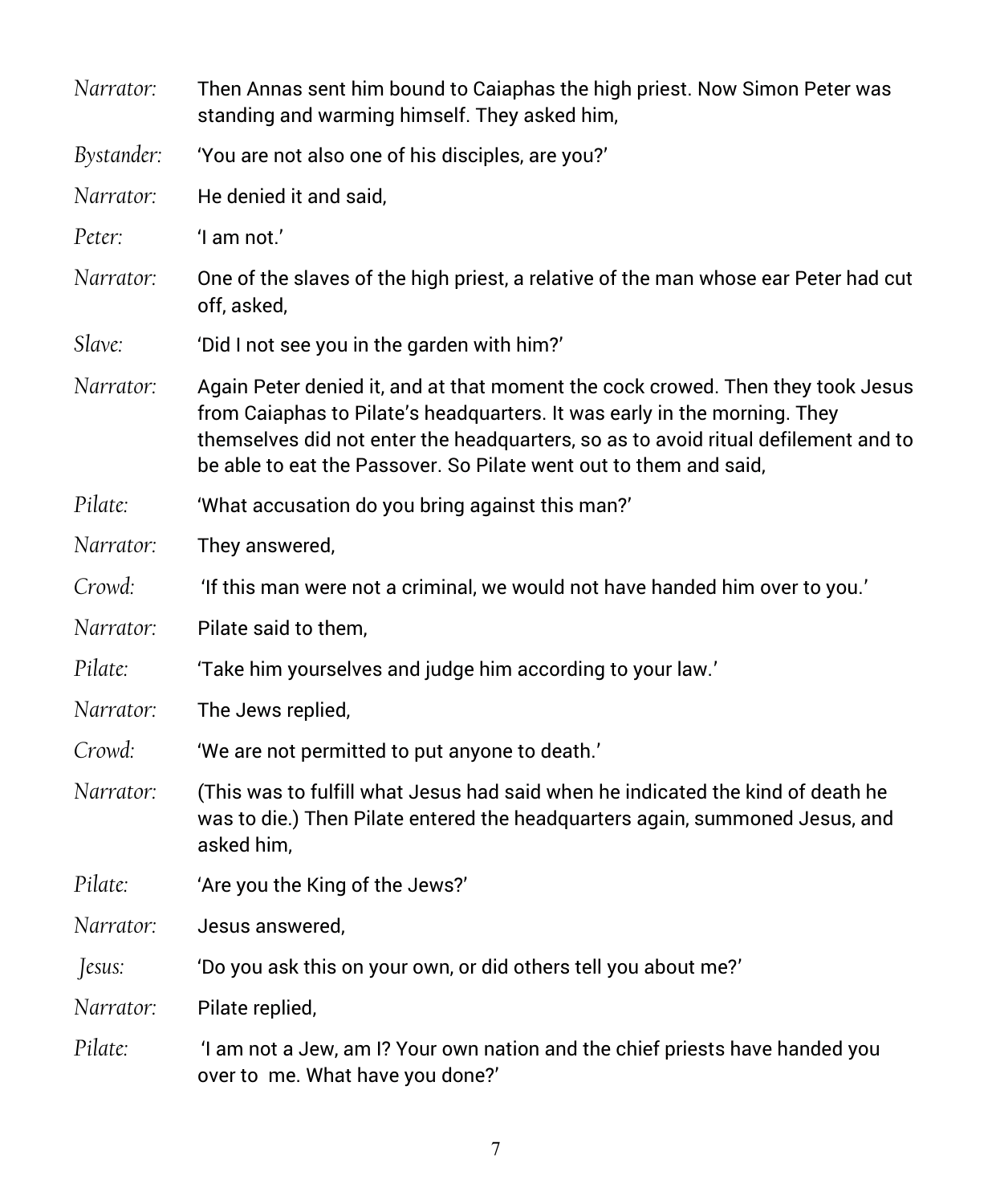*Narrator:* Then Annas sent him bound to Caiaphas the high priest. Now Simon Peter was standing and warming himself. They asked him,

*Bystander:* 'You are not also one of his disciples, are you?'

*Narrator:* He denied it and said,

*Peter:* 'I am not.'

*Narrator:* One of the slaves of the high priest, a relative of the man whose ear Peter had cut off, asked,

*Slave:* 'Did I not see you in the garden with him?'

*Narrator:* Again Peter denied it, and at that moment the cock crowed. Then they took Jesus from Caiaphas to Pilate's headquarters. It was early in the morning. They themselves did not enter the headquarters, so as to avoid ritual defilement and to be able to eat the Passover. So Pilate went out to them and said,

*Pilate:* 'What accusation do you bring against this man?'

*Narrator:* They answered,

*Crowd:* 'If this man were not a criminal, we would not have handed him over to you.'

*Narrator:* Pilate said to them,

*Pilate:* 'Take him yourselves and judge him according to your law.'

*Narrator:* The Jews replied,

*Crowd:* 'We are not permitted to put anyone to death.'

*Narrator:* (This was to fulfill what Jesus had said when he indicated the kind of death he was to die.) Then Pilate entered the headquarters again, summoned Jesus, and asked him,

*Pilate:* 'Are you the King of the Jews?'

*Narrator:* Jesus answered,

*Jesus:* 'Do you ask this on your own, or did others tell you about me?'

*Narrator:* Pilate replied,

*Pilate:* 'I am not a Jew, am I? Your own nation and the chief priests have handed you over to me. What have you done?'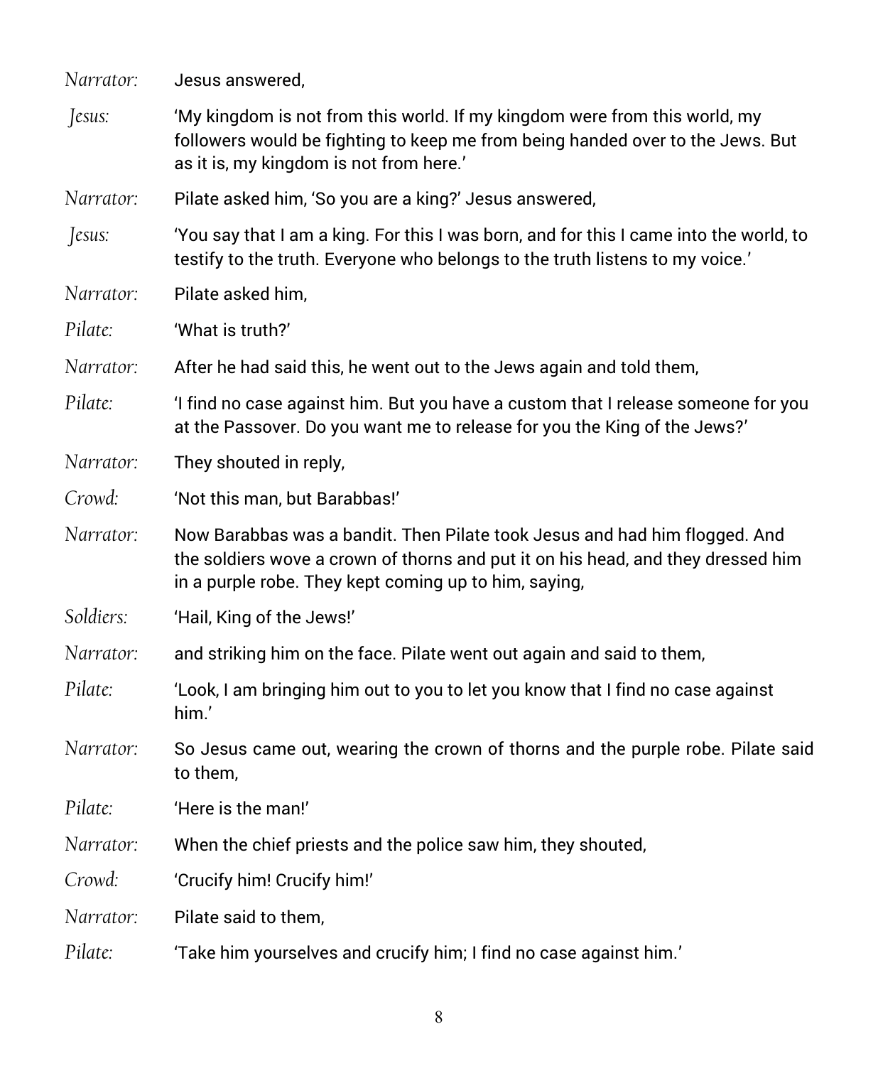*Narrator:* Jesus answered,

*Jesus:* 'My kingdom is not from this world. If my kingdom were from this world, my followers would be fighting to keep me from being handed over to the Jews. But as it is, my kingdom is not from here.'

*Narrator:* Pilate asked him, 'So you are a king?' Jesus answered,

*Jesus:* 'You say that I am a king. For this I was born, and for this I came into the world, to testify to the truth. Everyone who belongs to the truth listens to my voice.'

*Narrator:* Pilate asked him,

*Pilate:* 'What is truth?'

*Narrator:* After he had said this, he went out to the Jews again and told them,

*Pilate:* 'I find no case against him. But you have a custom that I release someone for you at the Passover. Do you want me to release for you the King of the Jews?'

*Narrator:* They shouted in reply,

*Crowd:* 'Not this man, but Barabbas!'

*Narrator:* Now Barabbas was a bandit. Then Pilate took Jesus and had him flogged. And the soldiers wove a crown of thorns and put it on his head, and they dressed him in a purple robe. They kept coming up to him, saying,

*Soldiers:* 'Hail, King of the Jews!'

*Narrator:* and striking him on the face. Pilate went out again and said to them,

*Pilate:* 'Look, I am bringing him out to you to let you know that I find no case against him.'

*Narrator:* So Jesus came out, wearing the crown of thorns and the purple robe. Pilate said to them,

*Pilate:* 'Here is the man!'

*Narrator:* When the chief priests and the police saw him, they shouted,

*Crowd:* 'Crucify him! Crucify him!'

*Narrator:* Pilate said to them,

*Pilate:* 'Take him yourselves and crucify him; I find no case against him.'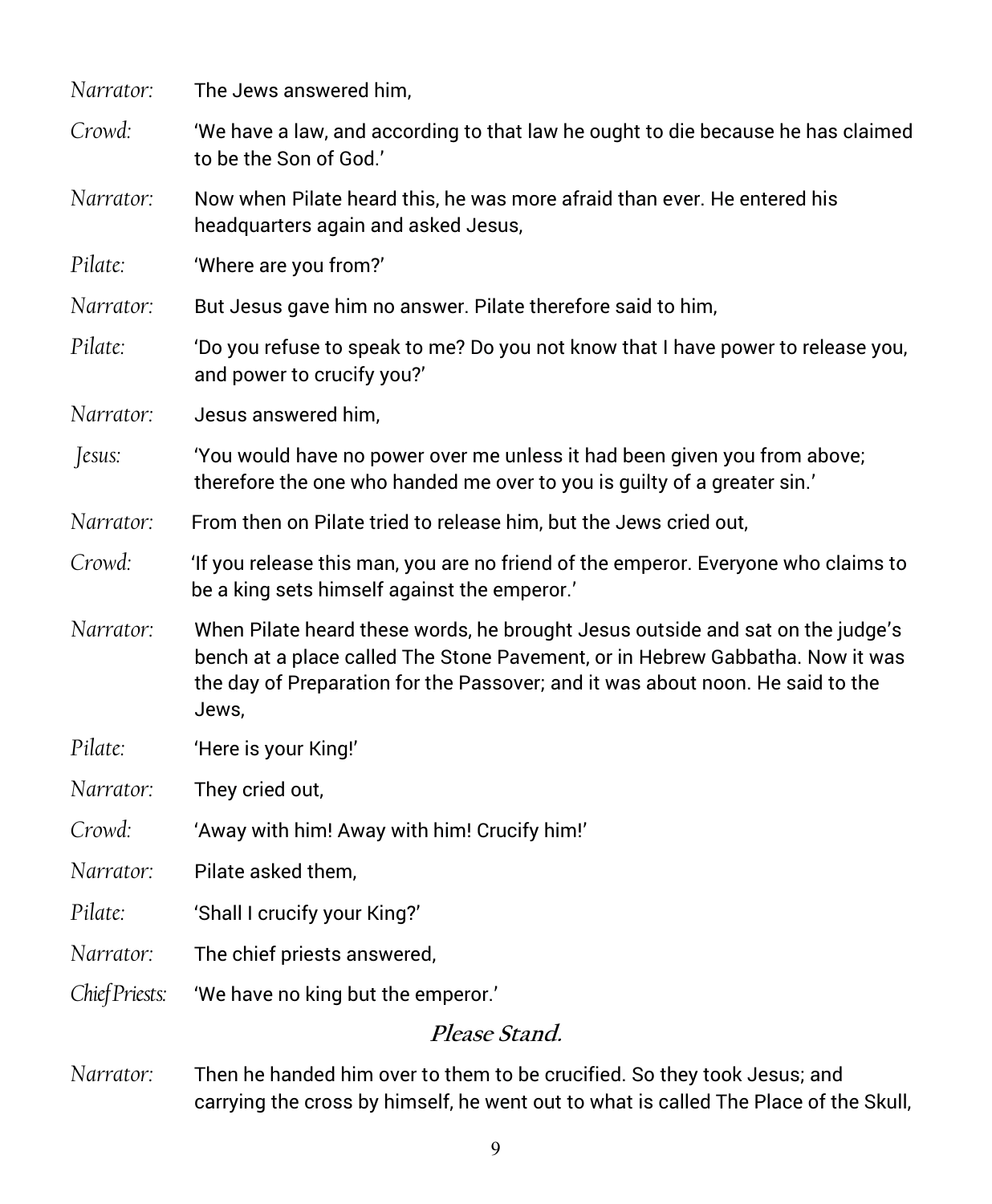*Narrator:* The Jews answered him,

*Crowd:* 'We have a law, and according to that law he ought to die because he has claimed to be the Son of God.'

*Narrator:* Now when Pilate heard this, he was more afraid than ever. He entered his headquarters again and asked Jesus,

*Pilate:* 'Where are you from?'

*Narrator:* But Jesus gave him no answer. Pilate therefore said to him,

*Pilate:* 'Do you refuse to speak to me? Do you not know that I have power to release you, and power to crucify you?'

*Narrator:* Jesus answered him,

*Jesus:* 'You would have no power over me unless it had been given you from above; therefore the one who handed me over to you is guilty of a greater sin.'

*Narrator:* From then on Pilate tried to release him, but the Jews cried out,

*Crowd:* 'If you release this man, you are no friend of the emperor. Everyone who claims to be a king sets himself against the emperor.'

*Narrator:* When Pilate heard these words, he brought Jesus outside and sat on the judge's bench at a place called The Stone Pavement, or in Hebrew Gabbatha. Now it was the day of Preparation for the Passover; and it was about noon. He said to the Jews,

*Pilate:* 'Here is your King!'

*Narrator:* They cried out,

*Crowd:* 'Away with him! Away with him! Crucify him!'

*Narrator:* Pilate asked them,

*Pilate:* 'Shall I crucify your King?'

*Narrator:* The chief priests answered,

*Chief Priests:* 'We have no king but the emperor.'

***Please Stand.***

*Narrator:* Then he handed him over to them to be crucified. So they took Jesus; and carrying the cross by himself, he went out to what is called The Place of the Skull,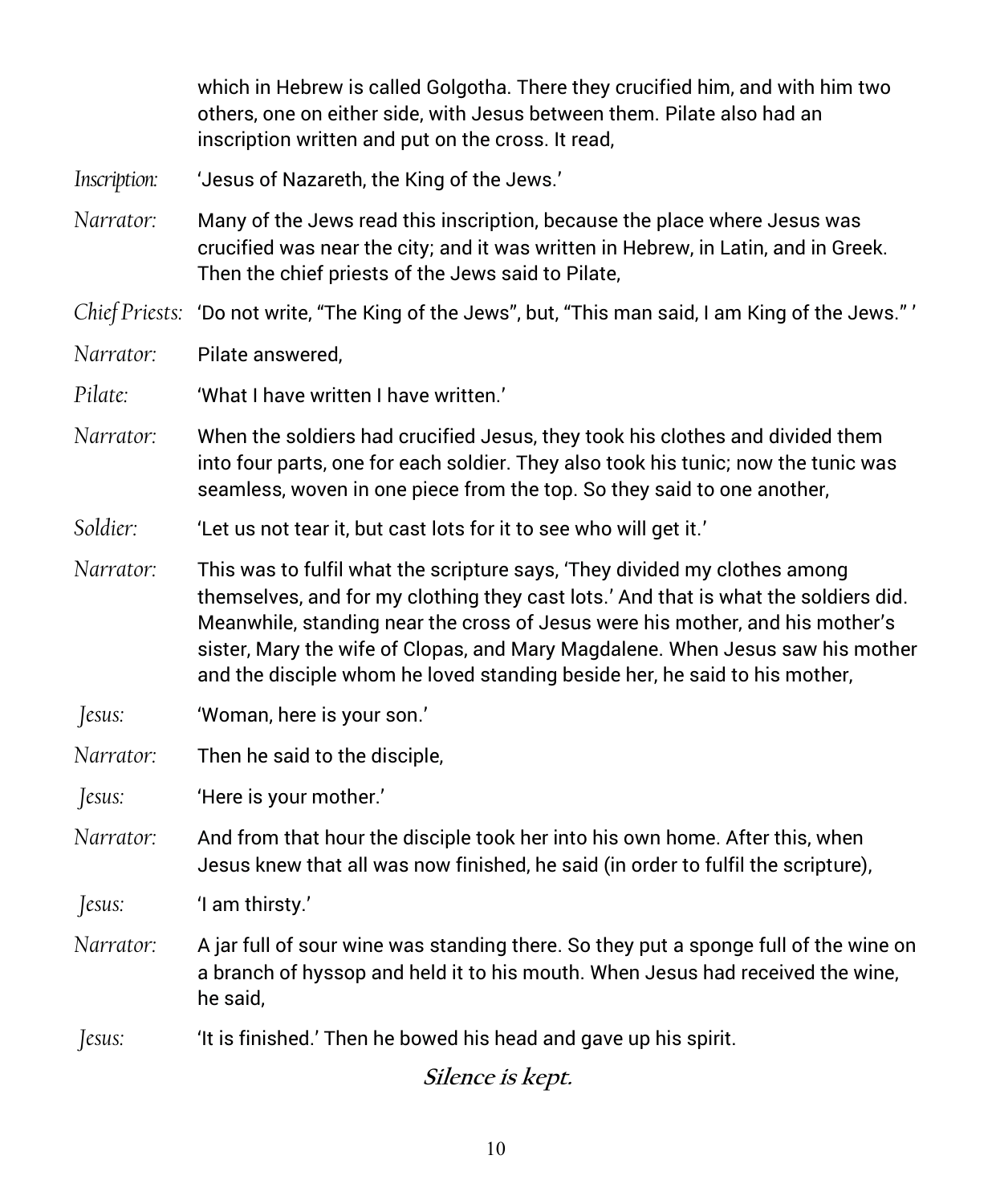which in Hebrew is called Golgotha. There they crucified him, and with him two others, one on either side, with Jesus between them. Pilate also had an inscription written and put on the cross. It read,

*Inscription:* 'Jesus of Nazareth, the King of the Jews.'

*Narrator:* Many of the Jews read this inscription, because the place where Jesus was crucified was near the city; and it was written in Hebrew, in Latin, and in Greek. Then the chief priests of the Jews said to Pilate,

*Chief Priests:* 'Do not write, "The King of the Jews", but, "This man said, I am King of the Jews." '

*Narrator:* Pilate answered,

*Pilate:* 'What I have written I have written.'

*Narrator:* When the soldiers had crucified Jesus, they took his clothes and divided them into four parts, one for each soldier. They also took his tunic; now the tunic was seamless, woven in one piece from the top. So they said to one another,

*Soldier:* 'Let us not tear it, but cast lots for it to see who will get it.'

*Narrator:* This was to fulfil what the scripture says, 'They divided my clothes among themselves, and for my clothing they cast lots.' And that is what the soldiers did. Meanwhile, standing near the cross of Jesus were his mother, and his mother's sister, Mary the wife of Clopas, and Mary Magdalene. When Jesus saw his mother and the disciple whom he loved standing beside her, he said to his mother,

*Jesus:* 'Woman, here is your son.'

*Narrator:* Then he said to the disciple,

*Jesus:* 'Here is your mother.'

*Narrator:* And from that hour the disciple took her into his own home. After this, when Jesus knew that all was now finished, he said (in order to fulfil the scripture),

*Jesus:* 'I am thirsty.'

*Narrator:* A jar full of sour wine was standing there. So they put a sponge full of the wine on a branch of hyssop and held it to his mouth. When Jesus had received the wine, he said,

*Jesus:* 'It is finished.' Then he bowed his head and gave up his spirit.

***Silence is kept.***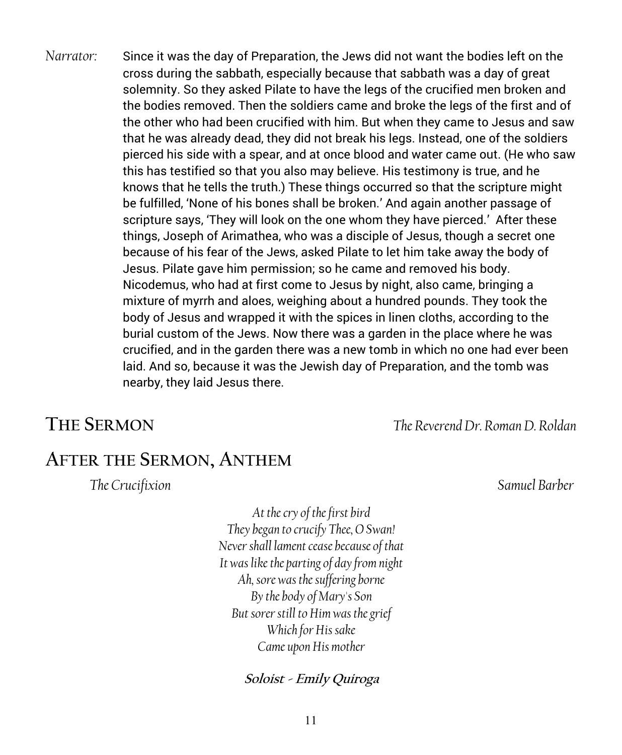*Narrator:* Since it was the day of Preparation, the Jews did not want the bodies left on the cross during the sabbath, especially because that sabbath was a day of great solemnity. So they asked Pilate to have the legs of the crucified men broken and the bodies removed. Then the soldiers came and broke the legs of the first and of the other who had been crucified with him. But when they came to Jesus and saw that he was already dead, they did not break his legs. Instead, one of the soldiers pierced his side with a spear, and at once blood and water came out. (He who saw this has testified so that you also may believe. His testimony is true, and he knows that he tells the truth.) These things occurred so that the scripture might be fulfilled, 'None of his bones shall be broken.' And again another passage of scripture says, 'They will look on the one whom they have pierced.' After these things, Joseph of Arimathea, who was a disciple of Jesus, though a secret one because of his fear of the Jews, asked Pilate to let him take away the body of Jesus. Pilate gave him permission; so he came and removed his body. Nicodemus, who had at first come to Jesus by night, also came, bringing a mixture of myrrh and aloes, weighing about a hundred pounds. They took the body of Jesus and wrapped it with the spices in linen cloths, according to the burial custom of the Jews. Now there was a garden in the place where he was crucified, and in the garden there was a new tomb in which no one had ever been laid. And so, because it was the Jewish day of Preparation, and the tomb was nearby, they laid Jesus there.

## THE SERMON

*The Reverend Dr. Roman D. Roldan*

## AFTER THE SERMON, ANTHEM

*The Crucifixion* — *Samuel Barber*

*At the cry of the first bird*
*They began to crucify Thee, O Swan!*
*Never shall lament cease because of that*
*It was like the parting of day from night*
*Ah, sore was the suffering borne*
*By the body of Mary's Son*
*But sorer still to Him was the grief*
*Which for His sake*
*Came upon His mother*

***Soloist - Emily Quiroga***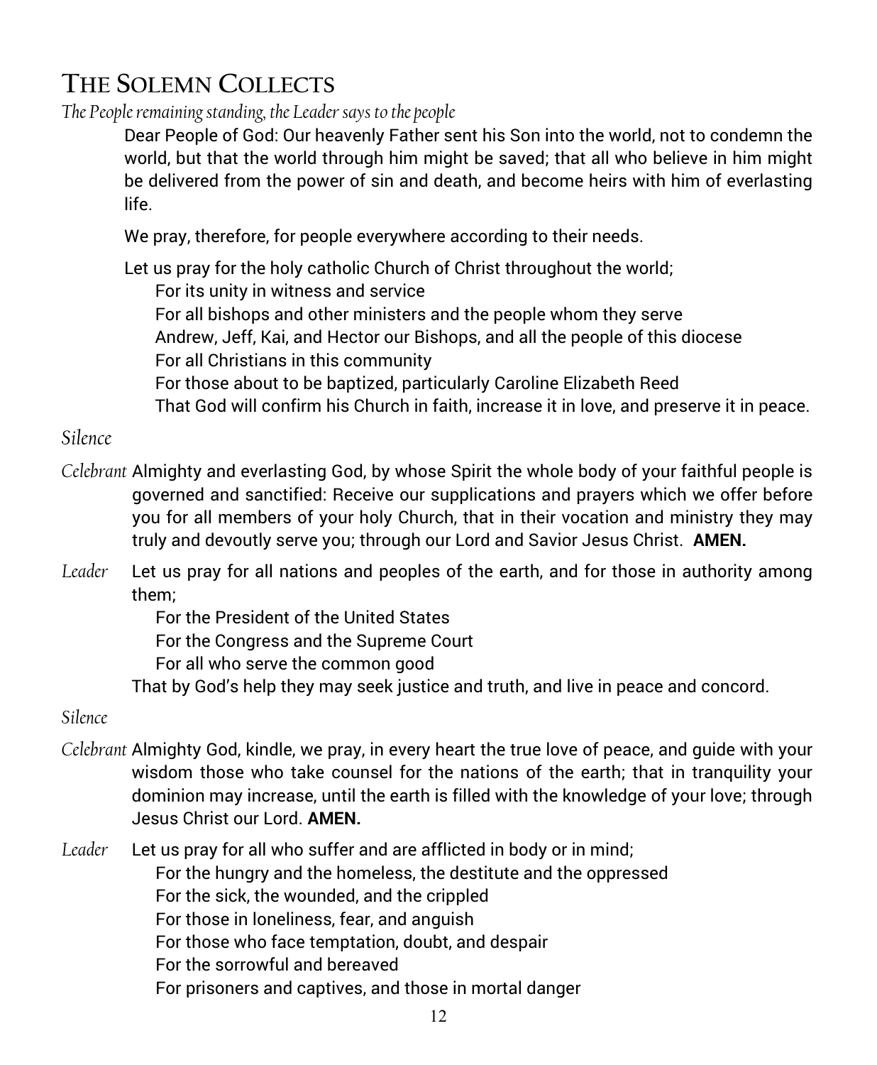# THE SOLEMN COLLECTS

*The People remaining standing, the Leader says to the people*

Dear People of God: Our heavenly Father sent his Son into the world, not to condemn the world, but that the world through him might be saved; that all who believe in him might be delivered from the power of sin and death, and become heirs with him of everlasting life.

We pray, therefore, for people everywhere according to their needs.

Let us pray for the holy catholic Church of Christ throughout the world;

For its unity in witness and service
For all bishops and other ministers and the people whom they serve
Andrew, Jeff, Kai, and Hector our Bishops, and all the people of this diocese
For all Christians in this community
For those about to be baptized, particularly Caroline Elizabeth Reed
That God will confirm his Church in faith, increase it in love, and preserve it in peace.

*Silence*

*Celebrant* Almighty and everlasting God, by whose Spirit the whole body of your faithful people is governed and sanctified: Receive our supplications and prayers which we offer before you for all members of your holy Church, that in their vocation and ministry they may truly and devoutly serve you; through our Lord and Savior Jesus Christ. **AMEN.**

*Leader* Let us pray for all nations and peoples of the earth, and for those in authority among them;

For the President of the United States
For the Congress and the Supreme Court
For all who serve the common good

That by God's help they may seek justice and truth, and live in peace and concord.

*Silence*

*Celebrant* Almighty God, kindle, we pray, in every heart the true love of peace, and guide with your wisdom those who take counsel for the nations of the earth; that in tranquility your dominion may increase, until the earth is filled with the knowledge of your love; through Jesus Christ our Lord. **AMEN.**

*Leader* Let us pray for all who suffer and are afflicted in body or in mind;

For the hungry and the homeless, the destitute and the oppressed
For the sick, the wounded, and the crippled
For those in loneliness, fear, and anguish
For those who face temptation, doubt, and despair
For the sorrowful and bereaved
For prisoners and captives, and those in mortal danger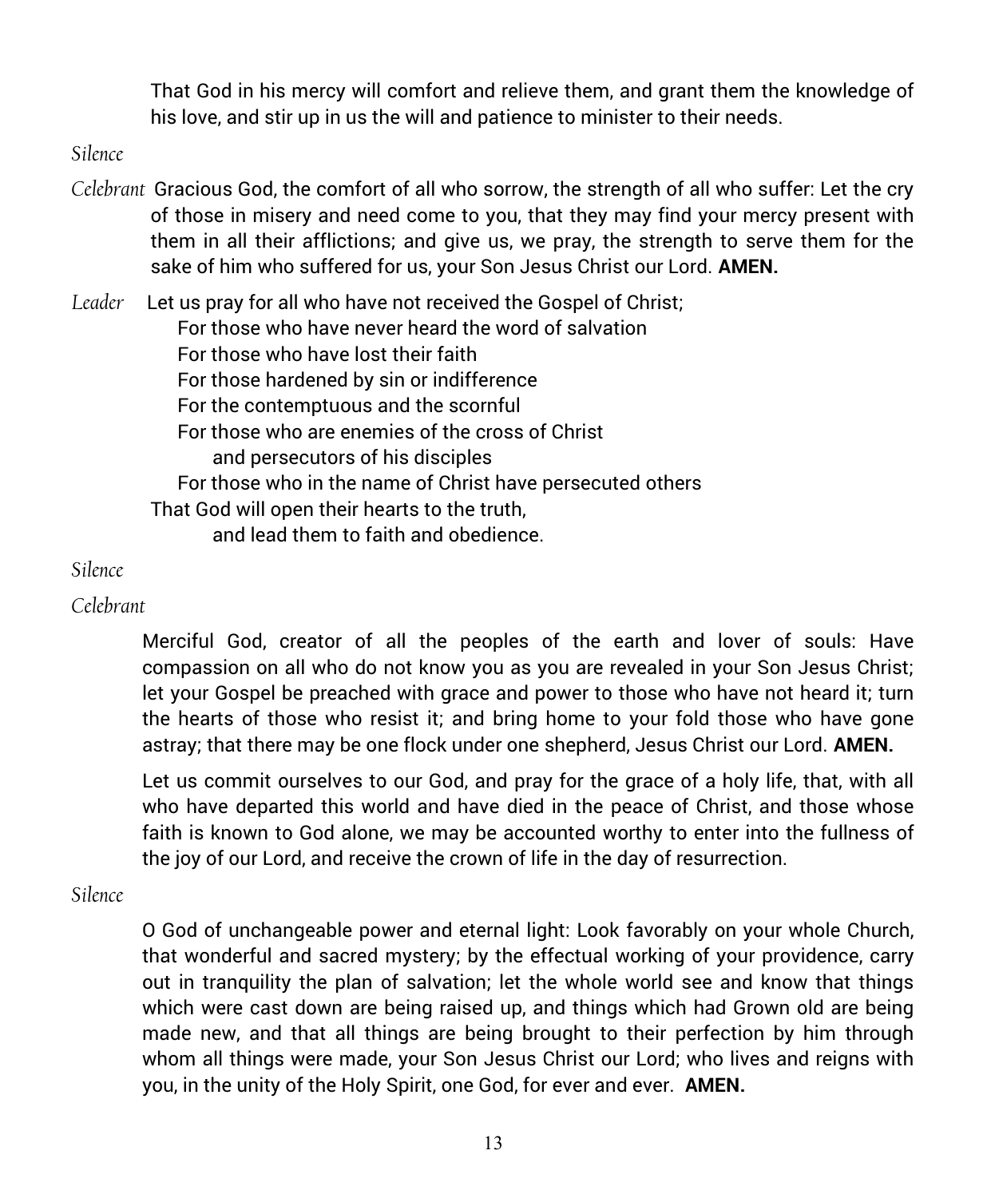That God in his mercy will comfort and relieve them, and grant them the knowledge of his love, and stir up in us the will and patience to minister to their needs.

*Silence*

*Celebrant* Gracious God, the comfort of all who sorrow, the strength of all who suffer: Let the cry of those in misery and need come to you, that they may find your mercy present with them in all their afflictions; and give us, we pray, the strength to serve them for the sake of him who suffered for us, your Son Jesus Christ our Lord. **AMEN.**

*Leader* Let us pray for all who have not received the Gospel of Christ;
For those who have never heard the word of salvation
For those who have lost their faith
For those hardened by sin or indifference
For the contemptuous and the scornful
For those who are enemies of the cross of Christ
and persecutors of his disciples
For those who in the name of Christ have persecuted others
That God will open their hearts to the truth,
and lead them to faith and obedience.

*Silence*

*Celebrant*

Merciful God, creator of all the peoples of the earth and lover of souls: Have compassion on all who do not know you as you are revealed in your Son Jesus Christ; let your Gospel be preached with grace and power to those who have not heard it; turn the hearts of those who resist it; and bring home to your fold those who have gone astray; that there may be one flock under one shepherd, Jesus Christ our Lord. **AMEN.**

Let us commit ourselves to our God, and pray for the grace of a holy life, that, with all who have departed this world and have died in the peace of Christ, and those whose faith is known to God alone, we may be accounted worthy to enter into the fullness of the joy of our Lord, and receive the crown of life in the day of resurrection.

*Silence*

O God of unchangeable power and eternal light: Look favorably on your whole Church, that wonderful and sacred mystery; by the effectual working of your providence, carry out in tranquility the plan of salvation; let the whole world see and know that things which were cast down are being raised up, and things which had Grown old are being made new, and that all things are being brought to their perfection by him through whom all things were made, your Son Jesus Christ our Lord; who lives and reigns with you, in the unity of the Holy Spirit, one God, for ever and ever. **AMEN.**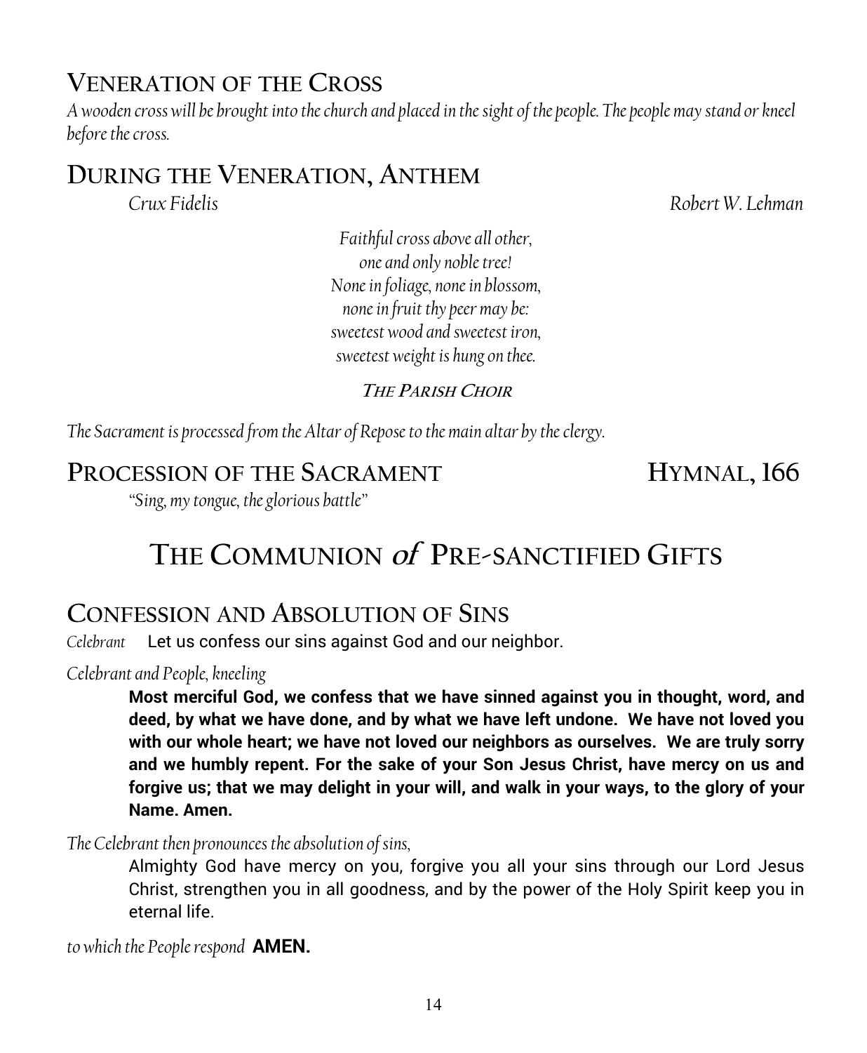## Veneration of the Cross

*A wooden cross will be brought into the church and placed in the sight of the people. The people may stand or kneel before the cross.*

## During the Veneration, Anthem

*Crux Fidelis* — *Robert W. Lehman*

*Faithful cross above all other,*
*one and only noble tree!*
*None in foliage, none in blossom,*
*none in fruit thy peer may be:*
*sweetest wood and sweetest iron,*
*sweetest weight is hung on thee.*

***The Parish Choir***

*The Sacrament is processed from the Altar of Repose to the main altar by the clergy.*

## Procession of the Sacrament — Hymnal, 166

*"Sing, my tongue, the glorious battle"*

# The Communion *of* Pre-sanctified Gifts

## Confession and Absolution of Sins

*Celebrant* Let us confess our sins against God and our neighbor.

*Celebrant and People, kneeling*

**Most merciful God, we confess that we have sinned against you in thought, word, and deed, by what we have done, and by what we have left undone. We have not loved you with our whole heart; we have not loved our neighbors as ourselves. We are truly sorry and we humbly repent. For the sake of your Son Jesus Christ, have mercy on us and forgive us; that we may delight in your will, and walk in your ways, to the glory of your Name. Amen.**

*The Celebrant then pronounces the absolution of sins,*

Almighty God have mercy on you, forgive you all your sins through our Lord Jesus Christ, strengthen you in all goodness, and by the power of the Holy Spirit keep you in eternal life.

*to which the People respond* **AMEN.**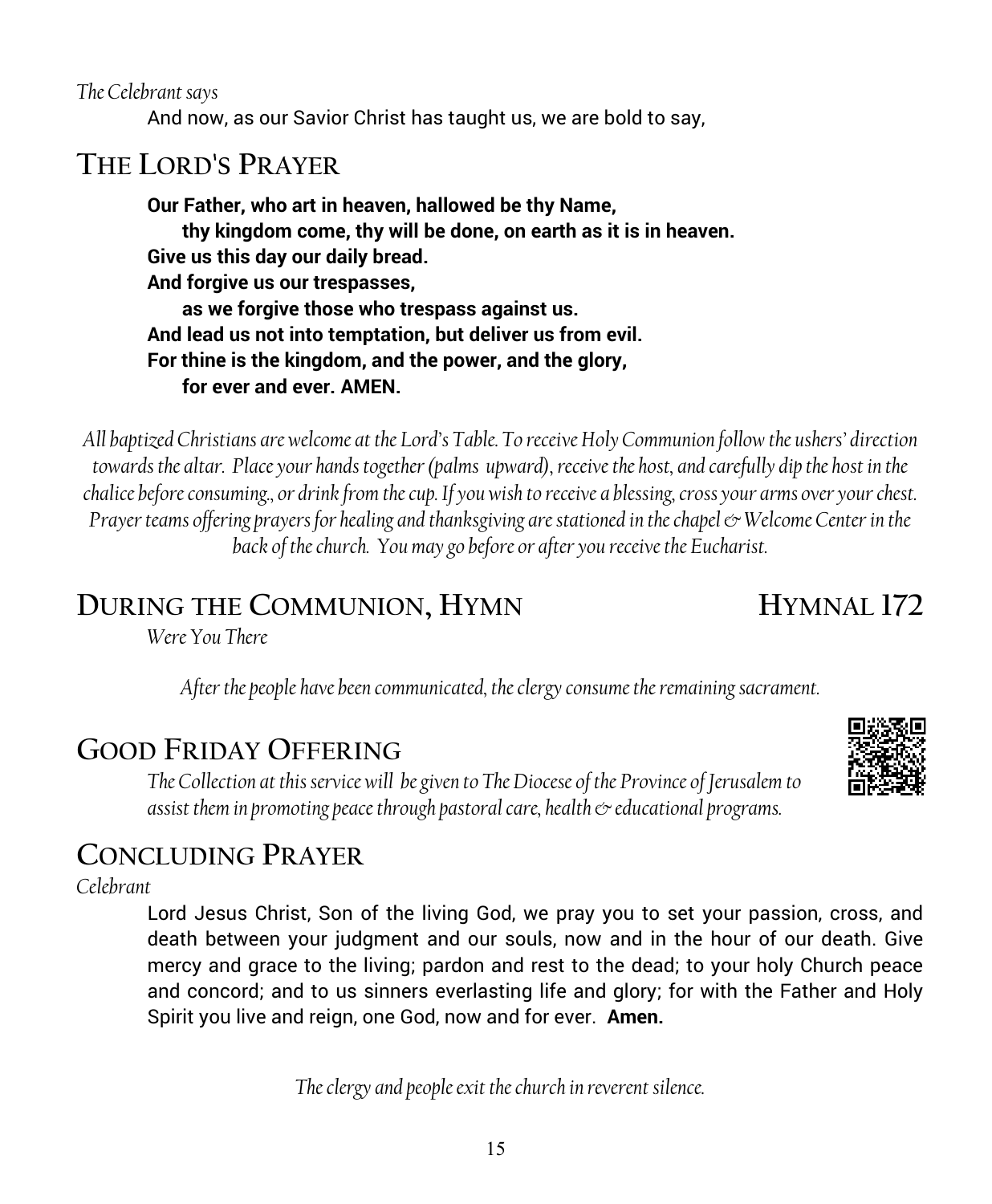*The Celebrant says*

And now, as our Savior Christ has taught us, we are bold to say,

## THE LORD'S PRAYER

**Our Father, who art in heaven, hallowed be thy Name,**
**thy kingdom come, thy will be done, on earth as it is in heaven.**
**Give us this day our daily bread.**
**And forgive us our trespasses,**
**as we forgive those who trespass against us.**
**And lead us not into temptation, but deliver us from evil.**
**For thine is the kingdom, and the power, and the glory,**
**for ever and ever. AMEN.**

*All baptized Christians are welcome at the Lord's Table. To receive Holy Communion follow the ushers' direction towards the altar. Place your hands together (palms upward), receive the host, and carefully dip the host in the chalice before consuming., or drink from the cup. If you wish to receive a blessing, cross your arms over your chest. Prayer teams offering prayers for healing and thanksgiving are stationed in the chapel & Welcome Center in the back of the church. You may go before or after you receive the Eucharist.*

## DURING THE COMMUNION, HYMN — HYMNAL 172

*Were You There*

*After the people have been communicated, the clergy consume the remaining sacrament.*

## GOOD FRIDAY OFFERING

*The Collection at this service will be given to The Diocese of the Province of Jerusalem to assist them in promoting peace through pastoral care, health & educational programs.*

## CONCLUDING PRAYER

*Celebrant*

Lord Jesus Christ, Son of the living God, we pray you to set your passion, cross, and death between your judgment and our souls, now and in the hour of our death. Give mercy and grace to the living; pardon and rest to the dead; to your holy Church peace and concord; and to us sinners everlasting life and glory; for with the Father and Holy Spirit you live and reign, one God, now and for ever. **Amen.**

*The clergy and people exit the church in reverent silence.*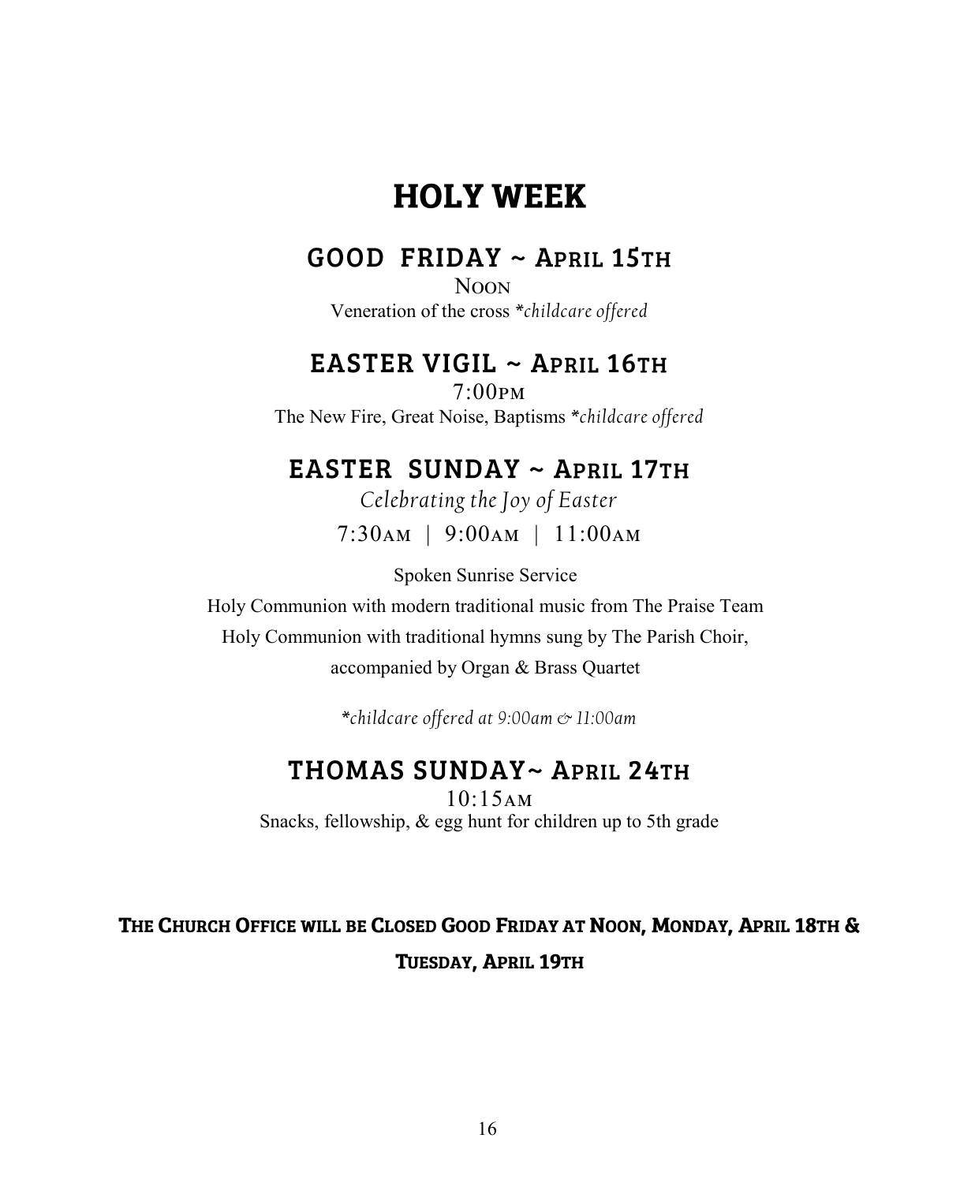# HOLY WEEK

## GOOD FRIDAY ~ April 15th

Noon

Veneration of the cross *\*childcare offered*

## EASTER VIGIL ~ April 16th

7:00pm

The New Fire, Great Noise, Baptisms *\*childcare offered*

## EASTER SUNDAY ~ April 17th

*Celebrating the Joy of Easter*

7:30am | 9:00am | 11:00am

Spoken Sunrise Service

Holy Communion with modern traditional music from The Praise Team

Holy Communion with traditional hymns sung by The Parish Choir, accompanied by Organ & Brass Quartet

*\*childcare offered at 9:00am & 11:00am*

## THOMAS SUNDAY~ April 24th

10:15am

Snacks, fellowship, & egg hunt for children up to 5th grade

**The Church Office will be Closed Good Friday at Noon, Monday, April 18th & Tuesday, April 19th**